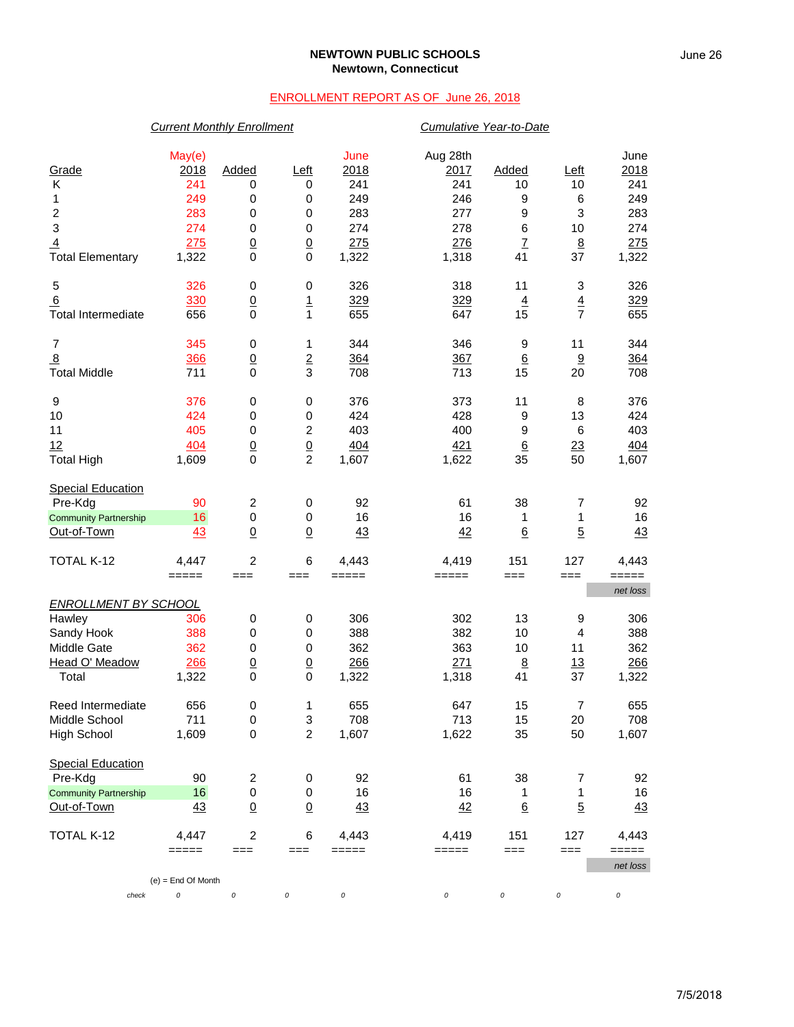**NEWTOWN PUBLIC SCHOOLS**
**Newtown, Connecticut**

ENROLLMENT REPORT AS OF June 26, 2018

| | *Current Monthly Enrollment* | | | | *Cumulative Year-to-Date* | | | |
|---|---|---|---|---|---|---|---|---|
| Grade | May(e) 2018 | Added | Left | June 2018 | Aug 28th 2017 | Added | Left | June 2018 |
| K | 241 | 0 | 0 | 241 | 241 | 10 | 10 | 241 |
| 1 | 249 | 0 | 0 | 249 | 246 | 9 | 6 | 249 |
| 2 | 283 | 0 | 0 | 283 | 277 | 9 | 3 | 283 |
| 3 | 274 | 0 | 0 | 274 | 278 | 6 | 10 | 274 |
| 4 | 275 | 0 | 0 | 275 | 276 | 7 | 8 | 275 |
| Total Elementary | 1,322 | 0 | 0 | 1,322 | 1,318 | 41 | 37 | 1,322 |
| 5 | 326 | 0 | 0 | 326 | 318 | 11 | 3 | 326 |
| 6 | 330 | 0 | 1 | 329 | 329 | 4 | 4 | 329 |
| Total Intermediate | 656 | 0 | 1 | 655 | 647 | 15 | 7 | 655 |
| 7 | 345 | 0 | 1 | 344 | 346 | 9 | 11 | 344 |
| 8 | 366 | 0 | 2 | 364 | 367 | 6 | 9 | 364 |
| Total Middle | 711 | 0 | 3 | 708 | 713 | 15 | 20 | 708 |
| 9 | 376 | 0 | 0 | 376 | 373 | 11 | 8 | 376 |
| 10 | 424 | 0 | 0 | 424 | 428 | 9 | 13 | 424 |
| 11 | 405 | 0 | 2 | 403 | 400 | 9 | 6 | 403 |
| 12 | 404 | 0 | 0 | 404 | 421 | 6 | 23 | 404 |
| Total High | 1,609 | 0 | 2 | 1,607 | 1,622 | 35 | 50 | 1,607 |
| Special Education | | | | | | | | |
| Pre-Kdg | 90 | 2 | 0 | 92 | 61 | 38 | 7 | 92 |
| Community Partnership | 16 | 0 | 0 | 16 | 16 | 1 | 1 | 16 |
| Out-of-Town | 43 | 0 | 0 | 43 | 42 | 6 | 5 | 43 |
| TOTAL K-12 | 4,447 | 2 | 6 | 4,443 | 4,419 | 151 | 127 | 4,443 |
| | | | | | | | | net loss |

| *ENROLLMENT BY SCHOOL* | | | | | | | | |
|---|---|---|---|---|---|---|---|---|
| Hawley | 306 | 0 | 0 | 306 | 302 | 13 | 9 | 306 |
| Sandy Hook | 388 | 0 | 0 | 388 | 382 | 10 | 4 | 388 |
| Middle Gate | 362 | 0 | 0 | 362 | 363 | 10 | 11 | 362 |
| Head O' Meadow | 266 | 0 | 0 | 266 | 271 | 8 | 13 | 266 |
| Total | 1,322 | 0 | 0 | 1,322 | 1,318 | 41 | 37 | 1,322 |
| Reed Intermediate | 656 | 0 | 1 | 655 | 647 | 15 | 7 | 655 |
| Middle School | 711 | 0 | 3 | 708 | 713 | 15 | 20 | 708 |
| High School | 1,609 | 0 | 2 | 1,607 | 1,622 | 35 | 50 | 1,607 |
| Special Education | | | | | | | | |
| Pre-Kdg | 90 | 2 | 0 | 92 | 61 | 38 | 7 | 92 |
| Community Partnership | 16 | 0 | 0 | 16 | 16 | 1 | 1 | 16 |
| Out-of-Town | 43 | 0 | 0 | 43 | 42 | 6 | 5 | 43 |
| TOTAL K-12 | 4,447 | 2 | 6 | 4,443 | 4,419 | 151 | 127 | 4,443 |
| | | | | | | | | net loss |
| check | 0 | 0 | 0 | 0 | 0 | 0 | 0 | 0 |

(e) = End Of Month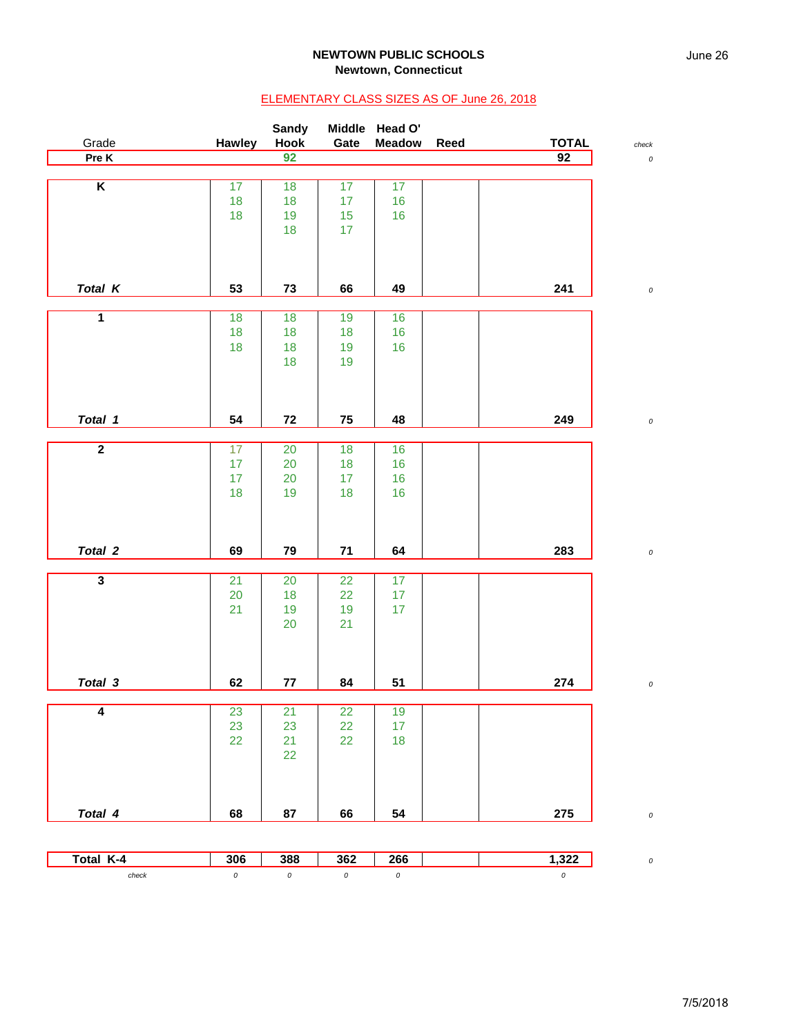**NEWTOWN PUBLIC SCHOOLS**
**Newtown, Connecticut**

June 26

ELEMENTARY CLASS SIZES AS OF June 26, 2018

| Grade | Hawley | Sandy Hook | Middle Gate | Head O' Meadow | Reed | TOTAL | check |
|---|---|---|---|---|---|---|---|
| **Pre K** | | 92 | | | | **92** | 0 |
| **K** | 17 | 18 | 17 | 17 | | | |
| | 18 | 18 | 17 | 16 | | | |
| | 18 | 19 | 15 | 16 | | | |
| | | 18 | 17 | | | | |
| ***Total K*** | **53** | **73** | **66** | **49** | | **241** | 0 |
| **1** | 18 | 18 | 19 | 16 | | | |
| | 18 | 18 | 18 | 16 | | | |
| | 18 | 18 | 19 | 16 | | | |
| | | 18 | 19 | | | | |
| ***Total 1*** | **54** | **72** | **75** | **48** | | **249** | 0 |
| **2** | 17 | 20 | 18 | 16 | | | |
| | 17 | 20 | 18 | 16 | | | |
| | 17 | 20 | 17 | 16 | | | |
| | 18 | 19 | 18 | 16 | | | |
| ***Total 2*** | **69** | **79** | **71** | **64** | | **283** | 0 |
| **3** | 21 | 20 | 22 | 17 | | | |
| | 20 | 18 | 22 | 17 | | | |
| | 21 | 19 | 19 | 17 | | | |
| | | 20 | 21 | | | | |
| ***Total 3*** | **62** | **77** | **84** | **51** | | **274** | 0 |
| **4** | 23 | 21 | 22 | 19 | | | |
| | 23 | 23 | 22 | 17 | | | |
| | 22 | 21 | 22 | 18 | | | |
| | | 22 | | | | | |
| ***Total 4*** | **68** | **87** | **66** | **54** | | **275** | 0 |
| **Total K-4** | **306** | **388** | **362** | **266** | | **1,322** | 0 |
| *check* | *0* | *0* | *0* | *0* | | *0* | |

7/5/2018